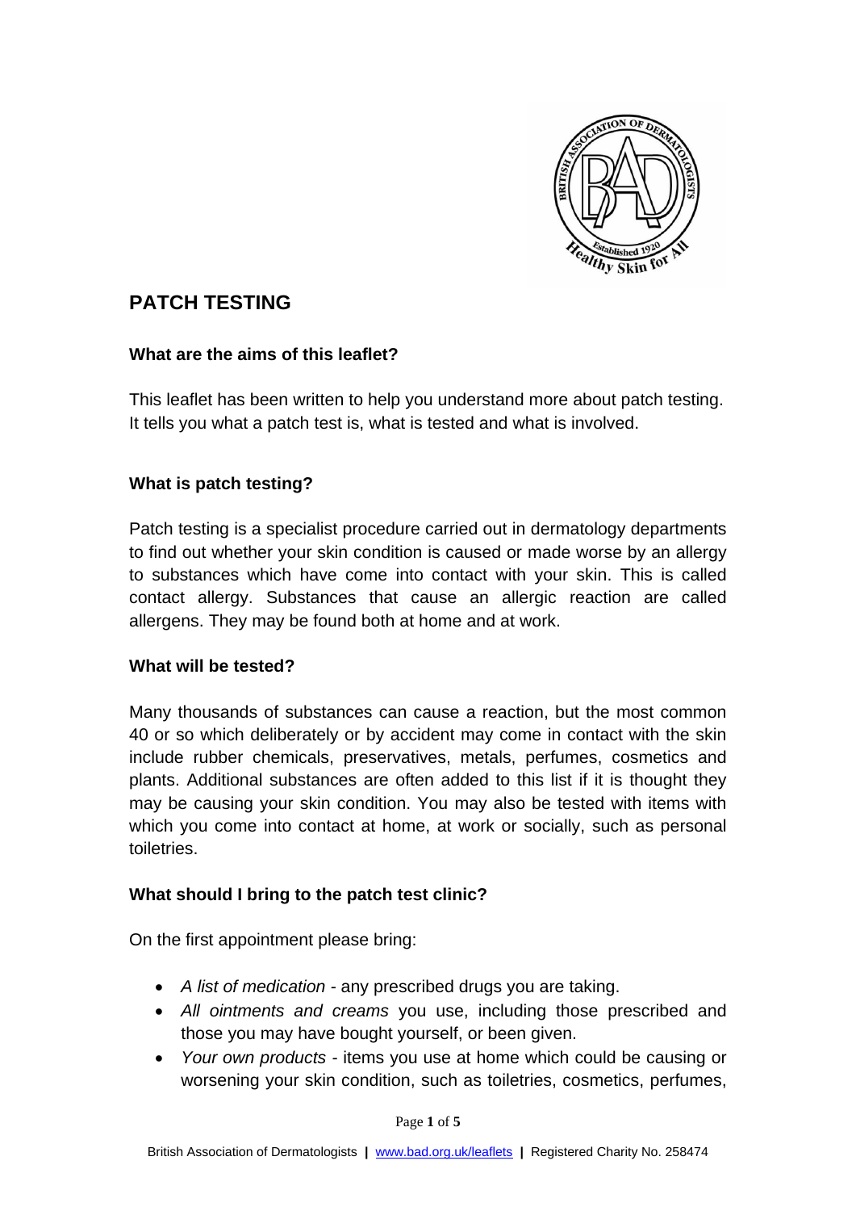# PATCH TESTING

## What are the aims of this leaflet?

This leaflet has been written to help you understand more about patch testing. It tells you what a patch test is, what is tested and what is involved.

## What is patch testing?

Patch testing is a specialist procedure carried out in dermatology departments to find out whether your skin condition is caused or made worse by an allergy to substances which have come into contact with your skin. This is called contact allergy. Substances that cause an allergic reaction are called allergens. They may be found both at home and at work.

## What will be tested?

Many thousands of substances can cause a reaction, but the most common 40 or so which deliberately or by accident may come in contact with the skin include rubber chemicals, preservatives, metals, perfumes, cosmetics and plants. Additional substances are often added to this list if it is thought they may be causing your skin condition. You may also be tested with items with which you come into contact at home, at work or socially, such as personal toiletries.

## What should I bring to the patch test clinic?

On the first appointment please bring:

- *A list of medication* - any prescribed drugs you are taking.
- *All ointments and creams* you use, including those prescribed and those you may have bought yourself, or been given.
- *Your own products* - items you use at home which could be causing or worsening your skin condition, such as toiletries, cosmetics, perfumes,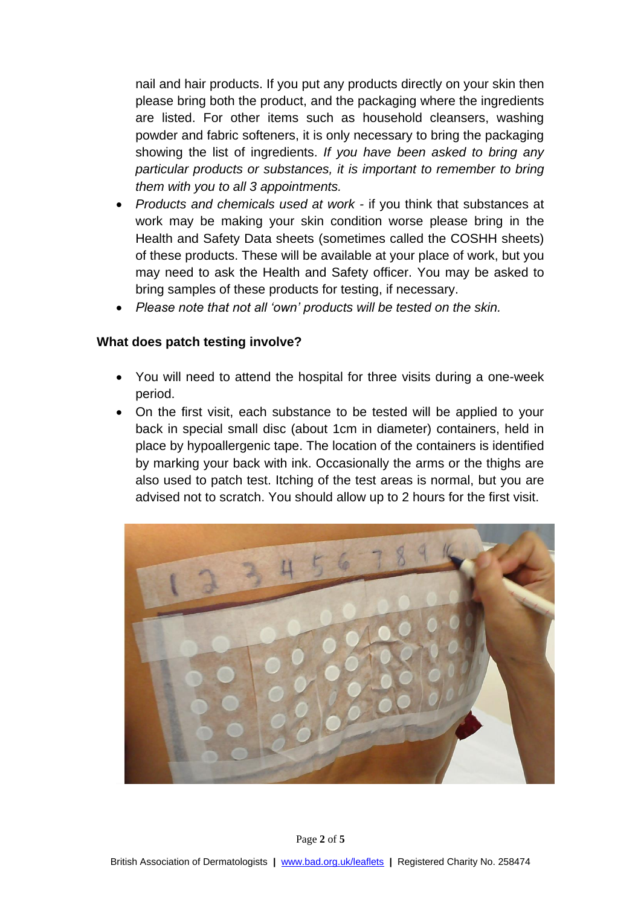nail and hair products. If you put any products directly on your skin then please bring both the product, and the packaging where the ingredients are listed. For other items such as household cleansers, washing powder and fabric softeners, it is only necessary to bring the packaging showing the list of ingredients. *If you have been asked to bring any particular products or substances, it is important to remember to bring them with you to all 3 appointments.*

- *Products and chemicals used at work* - if you think that substances at work may be making your skin condition worse please bring in the Health and Safety Data sheets (sometimes called the COSHH sheets) of these products. These will be available at your place of work, but you may need to ask the Health and Safety officer. You may be asked to bring samples of these products for testing, if necessary.
- *Please note that not all 'own' products will be tested on the skin.*

**What does patch testing involve?**

- You will need to attend the hospital for three visits during a one-week period.
- On the first visit, each substance to be tested will be applied to your back in special small disc (about 1cm in diameter) containers, held in place by hypoallergenic tape. The location of the containers is identified by marking your back with ink. Occasionally the arms or the thighs are also used to patch test. Itching of the test areas is normal, but you are advised not to scratch. You should allow up to 2 hours for the first visit.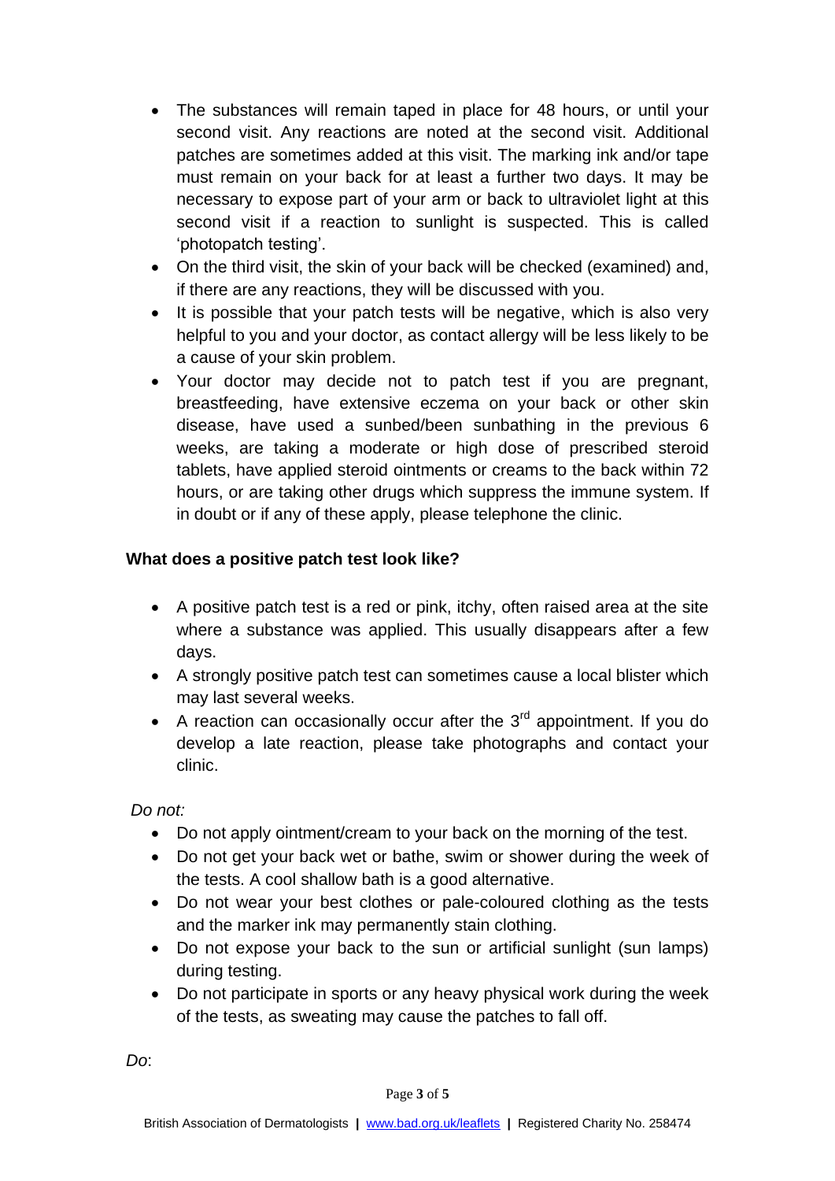- The substances will remain taped in place for 48 hours, or until your second visit. Any reactions are noted at the second visit. Additional patches are sometimes added at this visit. The marking ink and/or tape must remain on your back for at least a further two days. It may be necessary to expose part of your arm or back to ultraviolet light at this second visit if a reaction to sunlight is suspected. This is called 'photopatch testing'.
- On the third visit, the skin of your back will be checked (examined) and, if there are any reactions, they will be discussed with you.
- It is possible that your patch tests will be negative, which is also very helpful to you and your doctor, as contact allergy will be less likely to be a cause of your skin problem.
- Your doctor may decide not to patch test if you are pregnant, breastfeeding, have extensive eczema on your back or other skin disease, have used a sunbed/been sunbathing in the previous 6 weeks, are taking a moderate or high dose of prescribed steroid tablets, have applied steroid ointments or creams to the back within 72 hours, or are taking other drugs which suppress the immune system. If in doubt or if any of these apply, please telephone the clinic.

**What does a positive patch test look like?**

- A positive patch test is a red or pink, itchy, often raised area at the site where a substance was applied. This usually disappears after a few days.
- A strongly positive patch test can sometimes cause a local blister which may last several weeks.
- A reaction can occasionally occur after the 3rd appointment. If you do develop a late reaction, please take photographs and contact your clinic.

*Do not:*

- Do not apply ointment/cream to your back on the morning of the test.
- Do not get your back wet or bathe, swim or shower during the week of the tests. A cool shallow bath is a good alternative.
- Do not wear your best clothes or pale-coloured clothing as the tests and the marker ink may permanently stain clothing.
- Do not expose your back to the sun or artificial sunlight (sun lamps) during testing.
- Do not participate in sports or any heavy physical work during the week of the tests, as sweating may cause the patches to fall off.

*Do*: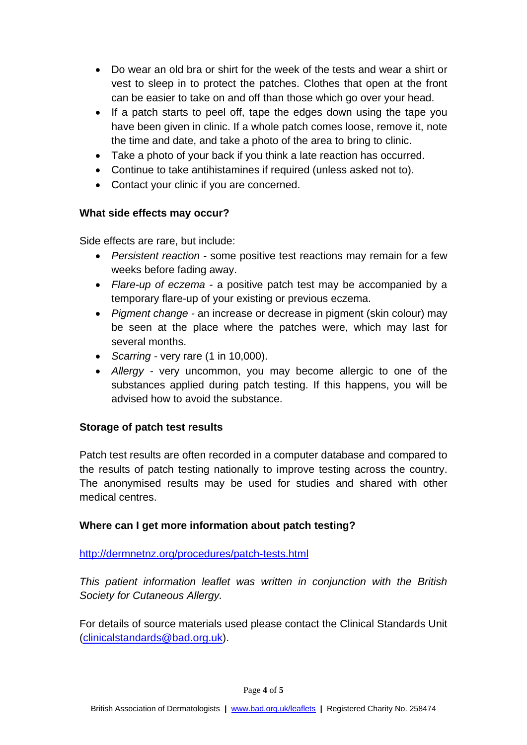- Do wear an old bra or shirt for the week of the tests and wear a shirt or vest to sleep in to protect the patches. Clothes that open at the front can be easier to take on and off than those which go over your head.
- If a patch starts to peel off, tape the edges down using the tape you have been given in clinic. If a whole patch comes loose, remove it, note the time and date, and take a photo of the area to bring to clinic.
- Take a photo of your back if you think a late reaction has occurred.
- Continue to take antihistamines if required (unless asked not to).
- Contact your clinic if you are concerned.

**What side effects may occur?**

Side effects are rare, but include:

- *Persistent reaction* - some positive test reactions may remain for a few weeks before fading away.
- *Flare-up of eczema* - a positive patch test may be accompanied by a temporary flare-up of your existing or previous eczema.
- *Pigment change* - an increase or decrease in pigment (skin colour) may be seen at the place where the patches were, which may last for several months.
- *Scarring* - very rare (1 in 10,000).
- *Allergy* - very uncommon, you may become allergic to one of the substances applied during patch testing. If this happens, you will be advised how to avoid the substance.

**Storage of patch test results**

Patch test results are often recorded in a computer database and compared to the results of patch testing nationally to improve testing across the country. The anonymised results may be used for studies and shared with other medical centres.

**Where can I get more information about patch testing?**

http://dermnetnz.org/procedures/patch-tests.html

*This patient information leaflet was written in conjunction with the British Society for Cutaneous Allergy.*

For details of source materials used please contact the Clinical Standards Unit (clinicalstandards@bad.org.uk).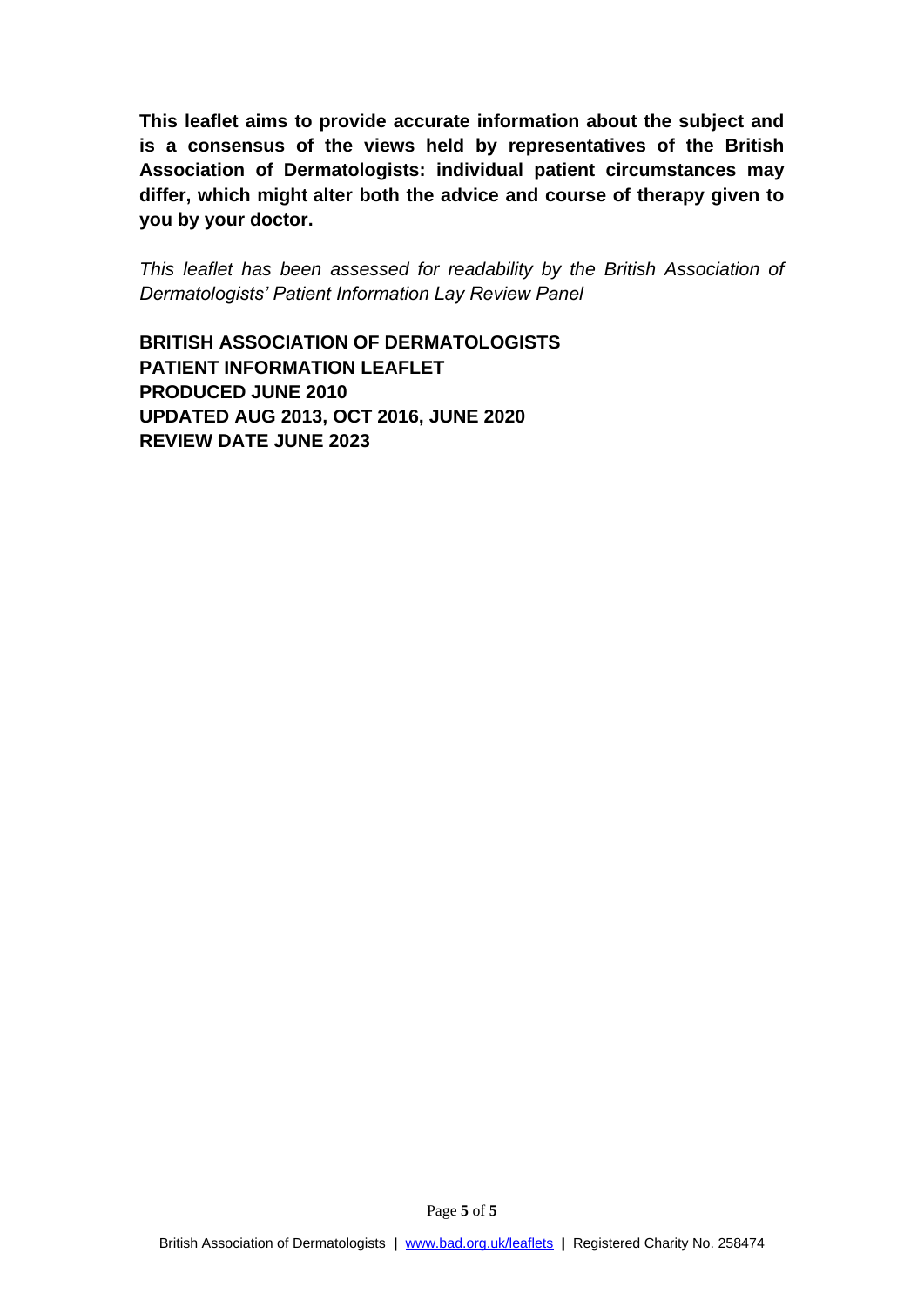**This leaflet aims to provide accurate information about the subject and is a consensus of the views held by representatives of the British Association of Dermatologists: individual patient circumstances may differ, which might alter both the advice and course of therapy given to you by your doctor.**

*This leaflet has been assessed for readability by the British Association of Dermatologists' Patient Information Lay Review Panel*

**BRITISH ASSOCIATION OF DERMATOLOGISTS**
**PATIENT INFORMATION LEAFLET**
**PRODUCED JUNE 2010**
**UPDATED AUG 2013, OCT 2016, JUNE 2020**
**REVIEW DATE JUNE 2023**